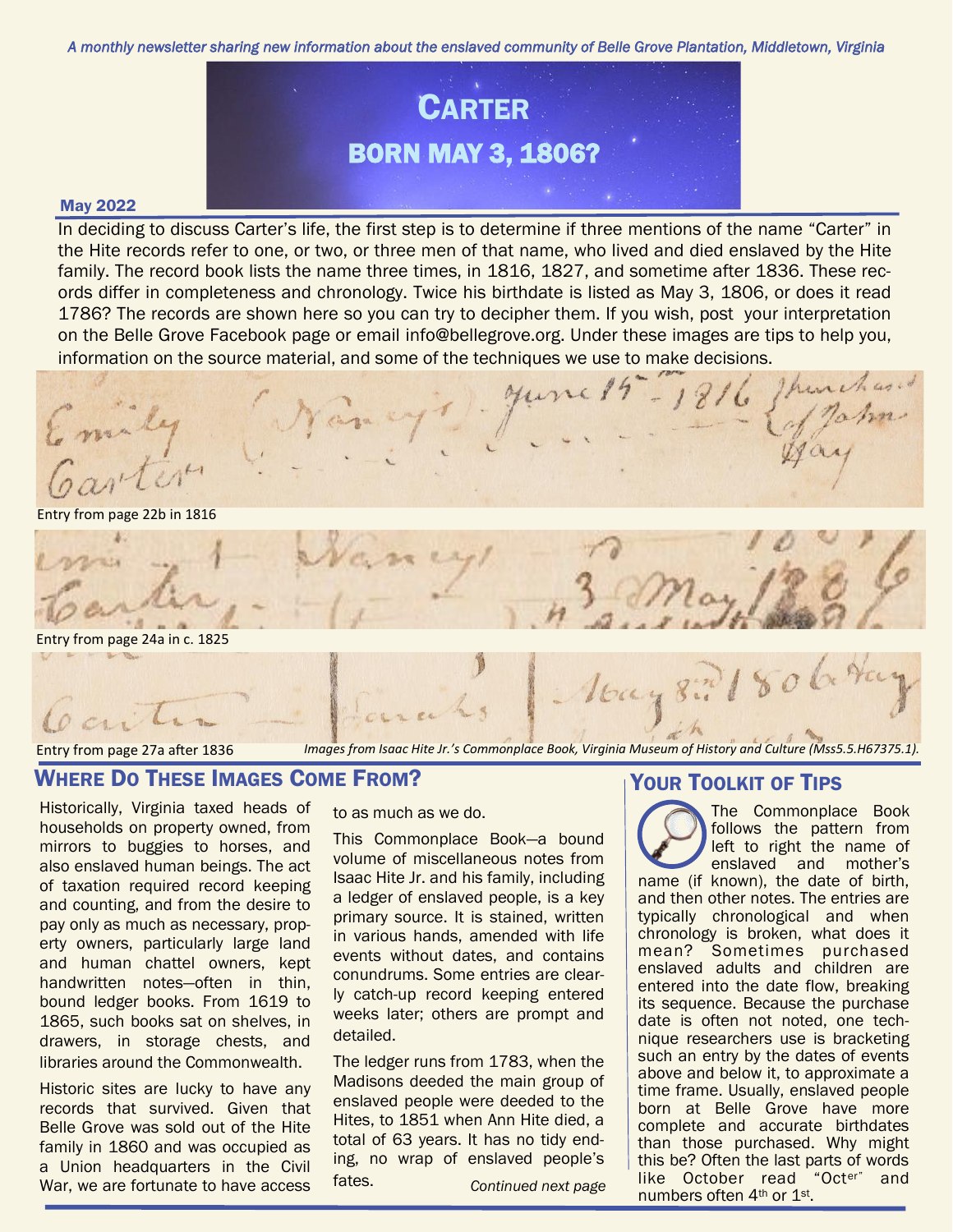*A monthly newsletter sharing new information about the enslaved community of Belle Grove Plantation, Middletown, Virginia*

# Carter

## born May 3, 1806?

**May 2022**

In deciding to discuss Carter's life, the first step is to determine if three mentions of the name "Carter" in the Hite records refer to one, or two, or three men of that name, who lived and died enslaved by the Hite family. The record book lists the name three times, in 1816, 1827, and sometime after 1836. These records differ in completeness and chronology. Twice his birthdate is listed as May 3, 1806, or does it read 1786? The records are shown here so you can try to decipher them. If you wish, post your interpretation on the Belle Grove Facebook page or email info@bellegrove.org. Under these images are tips to help you, information on the source material, and some of the techniques we use to make decisions.

Entry from page 22b in 1816

Entry from page 24a in c. 1825

Entry from page 27a after 1836

*Images from Isaac Hite Jr.'s Commonplace Book, Virginia Museum of History and Culture (Mss5.5.H67375.1).*

## Where Do These Images Come From?

Historically, Virginia taxed heads of households on property owned, from mirrors to buggies to horses, and also enslaved human beings. The act of taxation required record keeping and counting, and from the desire to pay only as much as necessary, property owners, particularly large land and human chattel owners, kept handwritten notes—often in thin, bound ledger books. From 1619 to 1865, such books sat on shelves, in drawers, in storage chests, and libraries around the Commonwealth.

Historic sites are lucky to have any records that survived. Given that Belle Grove was sold out of the Hite family in 1860 and was occupied as a Union headquarters in the Civil War, we are fortunate to have access to as much as we do.

This Commonplace Book—a bound volume of miscellaneous notes from Isaac Hite Jr. and his family, including a ledger of enslaved people, is a key primary source. It is stained, written in various hands, amended with life events without dates, and contains conundrums. Some entries are clearly catch-up record keeping entered weeks later; others are prompt and detailed.

The ledger runs from 1783, when the Madisons deeded the main group of enslaved people were deeded to the Hites, to 1851 when Ann Hite died, a total of 63 years. It has no tidy ending, no wrap of enslaved people's fates.

*Continued next page*

## Your Toolkit of Tips

The Commonplace Book follows the pattern from left to right the name of enslaved and mother's name (if known), the date of birth, and then other notes. The entries are typically chronological and when chronology is broken, what does it mean? Sometimes purchased enslaved adults and children are entered into the date flow, breaking its sequence. Because the purchase date is often not noted, one technique researchers use is bracketing such an entry by the dates of events above and below it, to approximate a time frame. Usually, enslaved people born at Belle Grove have more complete and accurate birthdates than those purchased. Why might this be? Often the last parts of words like October read "Oct[er]" and numbers often 4[th] or 1[st].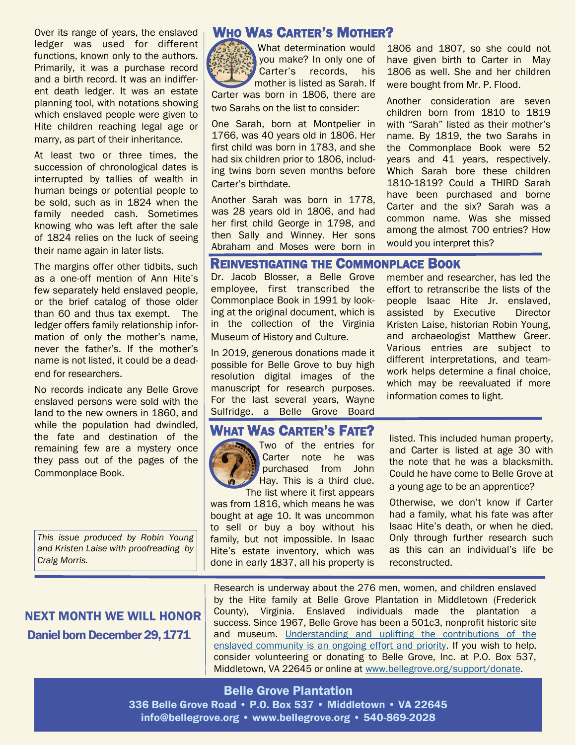Over its range of years, the enslaved ledger was used for different functions, known only to the authors. Primarily, it was a purchase record and a birth record. It was an indifferent death ledger. It was an estate planning tool, with notations showing which enslaved people were given to Hite children reaching legal age or marry, as part of their inheritance.

At least two or three times, the succession of chronological dates is interrupted by tallies of wealth in human beings or potential people to be sold, such as in 1824 when the family needed cash. Sometimes knowing who was left after the sale of 1824 relies on the luck of seeing their name again in later lists.

The margins offer other tidbits, such as a one-off mention of Ann Hite's few separately held enslaved people, or the brief catalog of those older than 60 and thus tax exempt. The ledger offers family relationship information of only the mother's name, never the father's. If the mother's name is not listed, it could be a dead-end for researchers.

No records indicate any Belle Grove enslaved persons were sold with the land to the new owners in 1860, and while the population had dwindled, the fate and destination of the remaining few are a mystery once they pass out of the pages of the Commonplace Book.

*This issue produced by Robin Young and Kristen Laise with proofreading by Craig Morris.*

## Who Was Carter's Mother?

What determination would you make? In only one of Carter's records, his mother is listed as Sarah. If Carter was born in 1806, there are two Sarahs on the list to consider:

One Sarah, born at Montpelier in 1766, was 40 years old in 1806. Her first child was born in 1783, and she had six children prior to 1806, including twins born seven months before Carter's birthdate.

Another Sarah was born in 1778, was 28 years old in 1806, and had her first child George in 1798, and then Sally and Winney. Her sons Abraham and Moses were born in 1806 and 1807, so she could not have given birth to Carter in May 1806 as well. She and her children were bought from Mr. P. Flood.

Another consideration are seven children born from 1810 to 1819 with "Sarah" listed as their mother's name. By 1819, the two Sarahs in the Commonplace Book were 52 years and 41 years, respectively. Which Sarah bore these children 1810-1819? Could a THIRD Sarah have been purchased and borne Carter and the six? Sarah was a common name. Was she missed among the almost 700 entries? How would you interpret this?

## Reinvestigating the Commonplace Book

Dr. Jacob Blosser, a Belle Grove employee, first transcribed the Commonplace Book in 1991 by looking at the original document, which is in the collection of the Virginia Museum of History and Culture.

In 2019, generous donations made it possible for Belle Grove to buy high resolution digital images of the manuscript for research purposes. For the last several years, Wayne Sulfridge, a Belle Grove Board member and researcher, has led the effort to retranscribe the lists of the people Isaac Hite Jr. enslaved, assisted by Executive Director Kristen Laise, historian Robin Young, and archaeologist Matthew Greer. Various entries are subject to different interpretations, and teamwork helps determine a final choice, which may be reevaluated if more information comes to light.

## What Was Carter's Fate?

Two of the entries for Carter note he was purchased from John Hay. This is a third clue. The list where it first appears was from 1816, which means he was bought at age 10. It was uncommon to sell or buy a boy without his family, but not impossible. In Isaac Hite's estate inventory, which was done in early 1837, all his property is listed. This included human property, and Carter is listed at age 30 with the note that he was a blacksmith. Could he have come to Belle Grove at a young age to be an apprentice?

Otherwise, we don't know if Carter had a family, what his fate was after Isaac Hite's death, or when he died. Only through further research such as this can an individual's life be reconstructed.

**NEXT MONTH WE WILL HONOR**
**Daniel born December 29, 1771**

Research is underway about the 276 men, women, and children enslaved by the Hite family at Belle Grove Plantation in Middletown (Frederick County), Virginia. Enslaved individuals made the plantation a success. Since 1967, Belle Grove has been a 501c3, nonprofit historic site and museum. Understanding and uplifting the contributions of the enslaved community is an ongoing effort and priority. If you wish to help, consider volunteering or donating to Belle Grove, Inc. at P.O. Box 537, Middletown, VA 22645 or online at www.bellegrove.org/support/donate.

**Belle Grove Plantation**
**336 Belle Grove Road • P.O. Box 537 • Middletown • VA 22645**
**info@bellegrove.org • www.bellegrove.org • 540-869-2028**